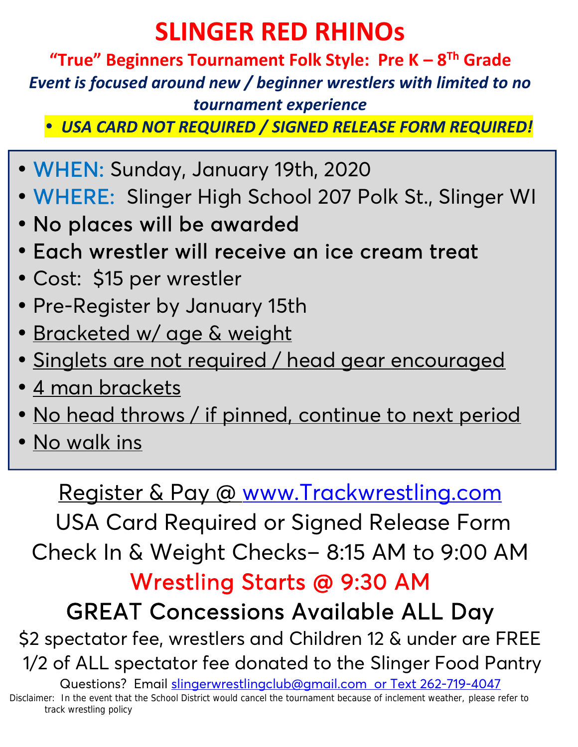# SLINGER RED RHINOs

## "True" Beginners Tournament Folk Style: Pre K – 8[Th] Grade

***Event is focused around new / beginner wrestlers with limited to no tournament experience***

- ***USA CARD NOT REQUIRED / SIGNED RELEASE FORM REQUIRED!***

---

- WHEN: Sunday, January 19th, 2020
- WHERE: Slinger High School 207 Polk St., Slinger WI
- **No places will be awarded**
- **Each wrestler will receive an ice cream treat**
- Cost: $15 per wrestler
- Pre-Register by January 15th
- Bracketed w/ age & weight
- Singlets are not required / head gear encouraged
- 4 man brackets
- No head throws / if pinned, continue to next period
- No walk ins

---

Register & Pay @ www.Trackwrestling.com

USA Card Required or Signed Release Form

Check In & Weight Checks– 8:15 AM to 9:00 AM

## Wrestling Starts @ 9:30 AM

## GREAT Concessions Available ALL Day

$2 spectator fee, wrestlers and Children 12 & under are FREE

1/2 of ALL spectator fee donated to the Slinger Food Pantry

Questions? Email slingerwrestlingclub@gmail.com or Text 262-719-4047

Disclaimer: In the event that the School District would cancel the tournament because of inclement weather, please refer to track wrestling policy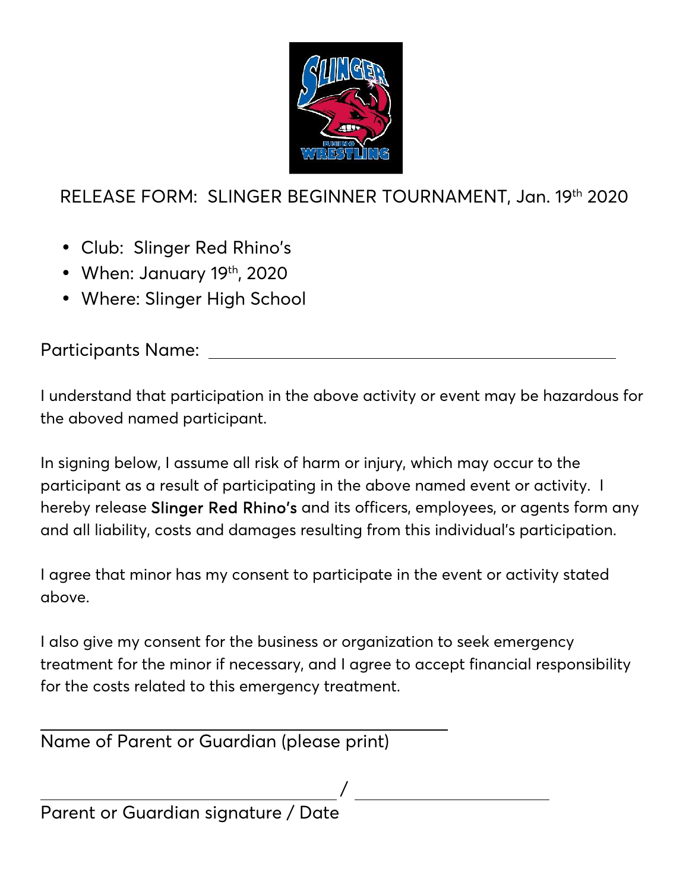RELEASE FORM: SLINGER BEGINNER TOURNAMENT, Jan. 19th 2020

- Club: Slinger Red Rhino's
- When: January 19th, 2020
- Where: Slinger High School

Participants Name: ______________________________

I understand that participation in the above activity or event may be hazardous for the aboved named participant.

In signing below, I assume all risk of harm or injury, which may occur to the participant as a result of participating in the above named event or activity. I hereby release Slinger Red Rhino's and its officers, employees, or agents form any and all liability, costs and damages resulting from this individual's participation.

I agree that minor has my consent to participate in the event or activity stated above.

I also give my consent for the business or organization to seek emergency treatment for the minor if necessary, and I agree to accept financial responsibility for the costs related to this emergency treatment.

______________________________
Name of Parent or Guardian (please print)

______________________________ / ______________________
Parent or Guardian signature / Date